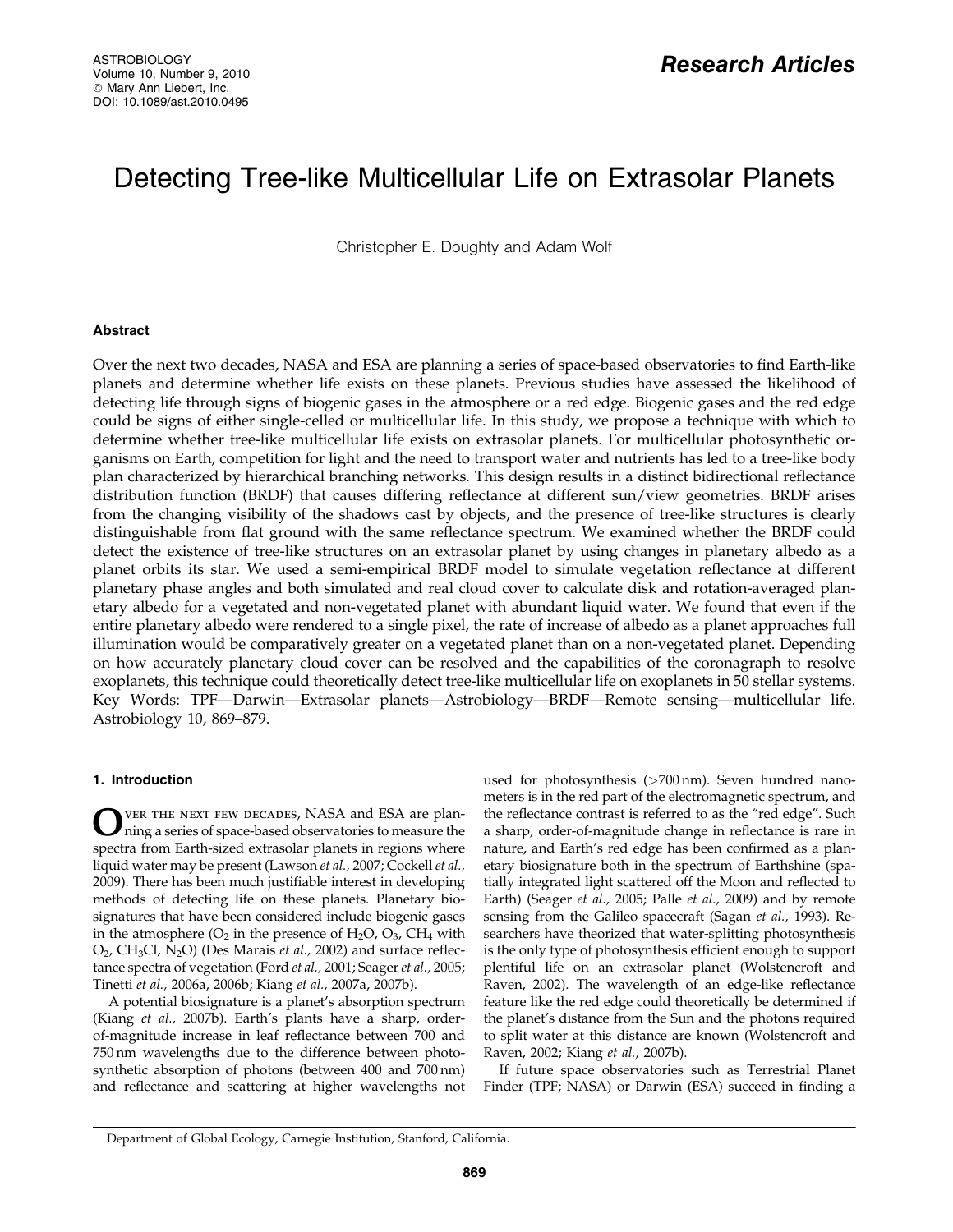Research Articles

# Detecting Tree-like Multicellular Life on Extrasolar Planets

Christopher E. Doughty and Adam Wolf

## Abstract

Over the next two decades, NASA and ESA are planning a series of space-based observatories to find Earth-like planets and determine whether life exists on these planets. Previous studies have assessed the likelihood of detecting life through signs of biogenic gases in the atmosphere or a red edge. Biogenic gases and the red edge could be signs of either single-celled or multicellular life. In this study, we propose a technique with which to determine whether tree-like multicellular life exists on extrasolar planets. For multicellular photosynthetic organisms on Earth, competition for light and the need to transport water and nutrients has led to a tree-like body plan characterized by hierarchical branching networks. This design results in a distinct bidirectional reflectance distribution function (BRDF) that causes differing reflectance at different sun/view geometries. BRDF arises from the changing visibility of the shadows cast by objects, and the presence of tree-like structures is clearly distinguishable from flat ground with the same reflectance spectrum. We examined whether the BRDF could detect the existence of tree-like structures on an extrasolar planet by using changes in planetary albedo as a planet orbits its star. We used a semi-empirical BRDF model to simulate vegetation reflectance at different planetary phase angles and both simulated and real cloud cover to calculate disk and rotation-averaged planetary albedo for a vegetated and non-vegetated planet with abundant liquid water. We found that even if the entire planetary albedo were rendered to a single pixel, the rate of increase of albedo as a planet approaches full illumination would be comparatively greater on a vegetated planet than on a non-vegetated planet. Depending on how accurately planetary cloud cover can be resolved and the capabilities of the coronagraph to resolve exoplanets, this technique could theoretically detect tree-like multicellular life on exoplanets in 50 stellar systems. Key Words: TPF—Darwin—Extrasolar planets—Astrobiology—BRDF—Remote sensing—multicellular life. Astrobiology 10, 869–879.

## 1. Introduction

Over the next few decades, NASA and ESA are planning a series of space-based observatories to measure the spectra from Earth-sized extrasolar planets in regions where liquid water may be present (Lawson *et al.*, 2007; Cockell *et al.*, 2009). There has been much justifiable interest in developing methods of detecting life on these planets. Planetary biosignatures that have been considered include biogenic gases in the atmosphere ($O_2$ in the presence of $H_2O$, $O_3$, $CH_4$ with $O_2$, $CH_3Cl$, $N_2O$) (Des Marais *et al.*, 2002) and surface reflectance spectra of vegetation (Ford *et al.*, 2001; Seager *et al.*, 2005; Tinetti *et al.*, 2006a, 2006b; Kiang *et al.*, 2007a, 2007b).

A potential biosignature is a planet's absorption spectrum (Kiang *et al.*, 2007b). Earth's plants have a sharp, order-of-magnitude increase in leaf reflectance between 700 and 750 nm wavelengths due to the difference between photosynthetic absorption of photons (between 400 and 700 nm) and reflectance and scattering at higher wavelengths not used for photosynthesis (>700 nm). Seven hundred nanometers is in the red part of the electromagnetic spectrum, and the reflectance contrast is referred to as the "red edge". Such a sharp, order-of-magnitude change in reflectance is rare in nature, and Earth's red edge has been confirmed as a planetary biosignature both in the spectrum of Earthshine (spatially integrated light scattered off the Moon and reflected to Earth) (Seager *et al.*, 2005; Palle *et al.*, 2009) and by remote sensing from the Galileo spacecraft (Sagan *et al.*, 1993). Researchers have theorized that water-splitting photosynthesis is the only type of photosynthesis efficient enough to support plentiful life on an extrasolar planet (Wolstencroft and Raven, 2002). The wavelength of an edge-like reflectance feature like the red edge could theoretically be determined if the planet's distance from the Sun and the photons required to split water at this distance are known (Wolstencroft and Raven, 2002; Kiang *et al.*, 2007b).

If future space observatories such as Terrestrial Planet Finder (TPF; NASA) or Darwin (ESA) succeed in finding a

Department of Global Ecology, Carnegie Institution, Stanford, California.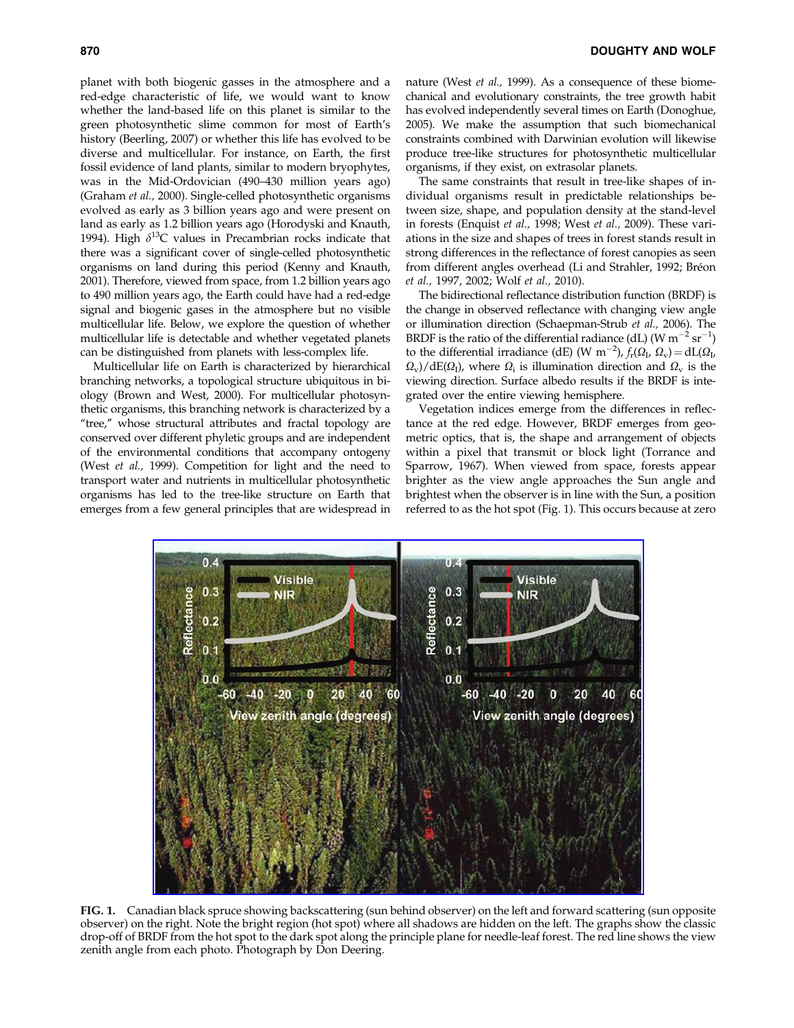planet with both biogenic gasses in the atmosphere and a red-edge characteristic of life, we would want to know whether the land-based life on this planet is similar to the green photosynthetic slime common for most of Earth's history (Beerling, 2007) or whether this life has evolved to be diverse and multicellular. For instance, on Earth, the first fossil evidence of land plants, similar to modern bryophytes, was in the Mid-Ordovician (490–430 million years ago) (Graham *et al.,* 2000). Single-celled photosynthetic organisms evolved as early as 3 billion years ago and were present on land as early as 1.2 billion years ago (Horodyski and Knauth, 1994). High $\delta^{13}C$ values in Precambrian rocks indicate that there was a significant cover of single-celled photosynthetic organisms on land during this period (Kenny and Knauth, 2001). Therefore, viewed from space, from 1.2 billion years ago to 490 million years ago, the Earth could have had a red-edge signal and biogenic gases in the atmosphere but no visible multicellular life. Below, we explore the question of whether multicellular life is detectable and whether vegetated planets can be distinguished from planets with less-complex life.

Multicellular life on Earth is characterized by hierarchical branching networks, a topological structure ubiquitous in biology (Brown and West, 2000). For multicellular photosynthetic organisms, this branching network is characterized by a "tree," whose structural attributes and fractal topology are conserved over different phyletic groups and are independent of the environmental conditions that accompany ontogeny (West *et al.,* 1999). Competition for light and the need to transport water and nutrients in multicellular photosynthetic organisms has led to the tree-like structure on Earth that emerges from a few general principles that are widespread in nature (West *et al.,* 1999). As a consequence of these biomechanical and evolutionary constraints, the tree growth habit has evolved independently several times on Earth (Donoghue, 2005). We make the assumption that such biomechanical constraints combined with Darwinian evolution will likewise produce tree-like structures for photosynthetic multicellular organisms, if they exist, on extrasolar planets.

The same constraints that result in tree-like shapes of individual organisms result in predictable relationships between size, shape, and population density at the stand-level in forests (Enquist *et al.,* 1998; West *et al.,* 2009). These variations in the size and shapes of trees in forest stands result in strong differences in the reflectance of forest canopies as seen from different angles overhead (Li and Strahler, 1992; Bréon *et al.,* 1997, 2002; Wolf *et al.,* 2010).

The bidirectional reflectance distribution function (BRDF) is the change in observed reflectance with changing view angle or illumination direction (Schaepman-Strub *et al.,* 2006). The BRDF is the ratio of the differential radiance (dL) (W m$^{-2}$ sr$^{-1}$) to the differential irradiance (dE) (W m$^{-2}$), $f_r(\Omega_I, \Omega_v) = dL(\Omega_I, \Omega_v)/dE(\Omega_I)$, where $\Omega_i$ is illumination direction and $\Omega_v$ is the viewing direction. Surface albedo results if the BRDF is integrated over the entire viewing hemisphere.

Vegetation indices emerge from the differences in reflectance at the red edge. However, BRDF emerges from geometric optics, that is, the shape and arrangement of objects within a pixel that transmit or block light (Torrance and Sparrow, 1967). When viewed from space, forests appear brighter as the view angle approaches the Sun angle and brightest when the observer is in line with the Sun, a position referred to as the hot spot (Fig. 1). This occurs because at zero

**FIG. 1.** Canadian black spruce showing backscattering (sun behind observer) on the left and forward scattering (sun opposite observer) on the right. Note the bright region (hot spot) where all shadows are hidden on the left. The graphs show the classic drop-off of BRDF from the hot spot to the dark spot along the principle plane for needle-leaf forest. The red line shows the view zenith angle from each photo. Photograph by Don Deering.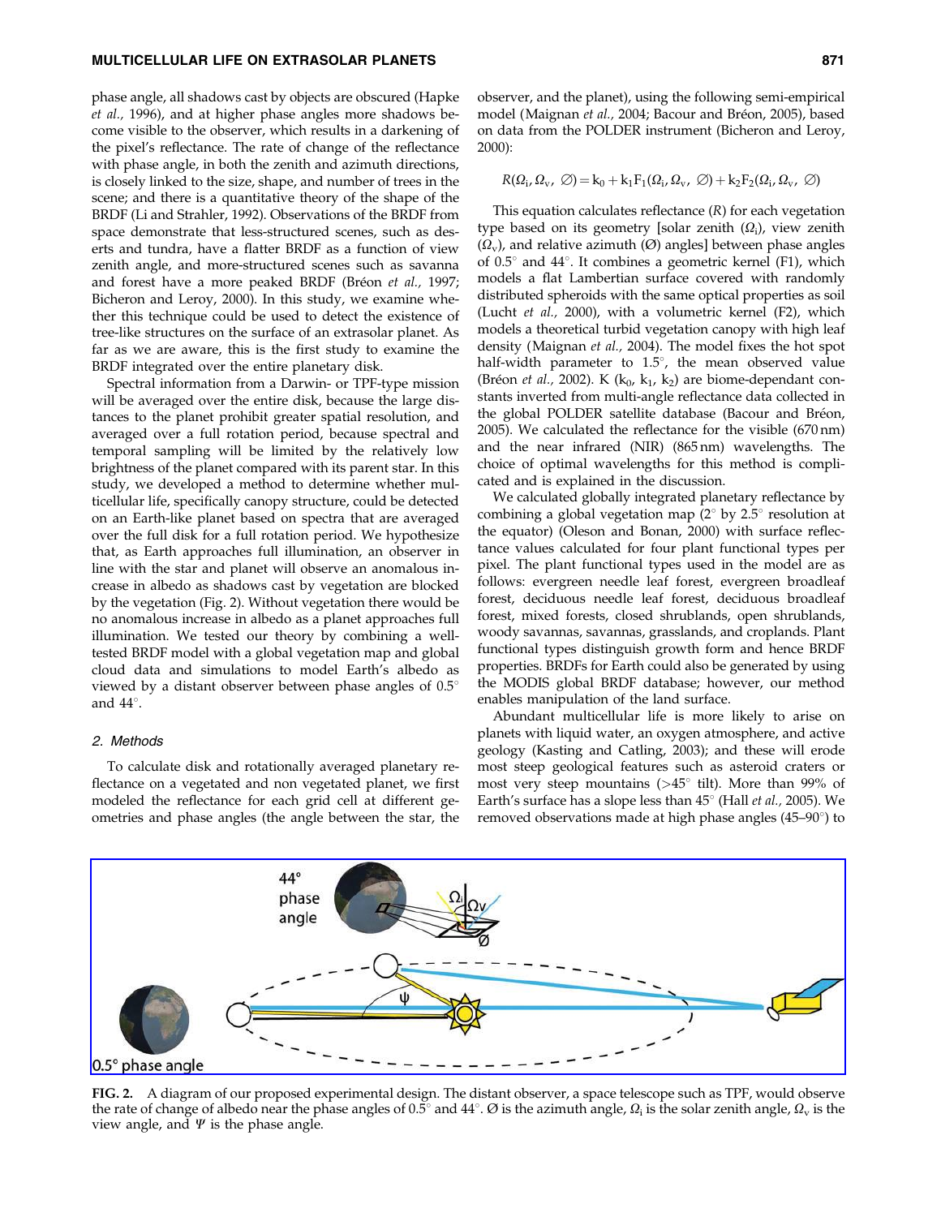phase angle, all shadows cast by objects are obscured (Hapke *et al.,* 1996), and at higher phase angles more shadows become visible to the observer, which results in a darkening of the pixel's reflectance. The rate of change of the reflectance with phase angle, in both the zenith and azimuth directions, is closely linked to the size, shape, and number of trees in the scene; and there is a quantitative theory of the shape of the BRDF (Li and Strahler, 1992). Observations of the BRDF from space demonstrate that less-structured scenes, such as deserts and tundra, have a flatter BRDF as a function of view zenith angle, and more-structured scenes such as savanna and forest have a more peaked BRDF (Bréon *et al.,* 1997; Bicheron and Leroy, 2000). In this study, we examine whether this technique could be used to detect the existence of tree-like structures on the surface of an extrasolar planet. As far as we are aware, this is the first study to examine the BRDF integrated over the entire planetary disk.

Spectral information from a Darwin- or TPF-type mission will be averaged over the entire disk, because the large distances to the planet prohibit greater spatial resolution, and averaged over a full rotation period, because spectral and temporal sampling will be limited by the relatively low brightness of the planet compared with its parent star. In this study, we developed a method to determine whether multicellular life, specifically canopy structure, could be detected on an Earth-like planet based on spectra that are averaged over the full disk for a full rotation period. We hypothesize that, as Earth approaches full illumination, an observer in line with the star and planet will observe an anomalous increase in albedo as shadows cast by vegetation are blocked by the vegetation (Fig. 2). Without vegetation there would be no anomalous increase in albedo as a planet approaches full illumination. We tested our theory by combining a well-tested BRDF model with a global vegetation map and global cloud data and simulations to model Earth's albedo as viewed by a distant observer between phase angles of 0.5° and 44°.

## 2. Methods

To calculate disk and rotationally averaged planetary reflectance on a vegetated and non vegetated planet, we first modeled the reflectance for each grid cell at different geometries and phase angles (the angle between the star, the observer, and the planet), using the following semi-empirical model (Maignan *et al.,* 2004; Bacour and Bréon, 2005), based on data from the POLDER instrument (Bicheron and Leroy, 2000):

$$R(\Omega_i, \Omega_v, \varnothing) = k_0 + k_1 F_1(\Omega_i, \Omega_v, \varnothing) + k_2 F_2(\Omega_i, \Omega_v, \varnothing)$$

This equation calculates reflectance ($R$) for each vegetation type based on its geometry [solar zenith ($\Omega_i$), view zenith ($\Omega_v$), and relative azimuth ($\varnothing$) angles] between phase angles of 0.5° and 44°. It combines a geometric kernel (F1), which models a flat Lambertian surface covered with randomly distributed spheroids with the same optical properties as soil (Lucht *et al.,* 2000), with a volumetric kernel (F2), which models a theoretical turbid vegetation canopy with high leaf density (Maignan *et al.,* 2004). The model fixes the hot spot half-width parameter to 1.5°, the mean observed value (Bréon *et al.,* 2002). K ($k_0$, $k_1$, $k_2$) are biome-dependant constants inverted from multi-angle reflectance data collected in the global POLDER satellite database (Bacour and Bréon, 2005). We calculated the reflectance for the visible (670 nm) and the near infrared (NIR) (865 nm) wavelengths. The choice of optimal wavelengths for this method is complicated and is explained in the discussion.

We calculated globally integrated planetary reflectance by combining a global vegetation map (2° by 2.5° resolution at the equator) (Oleson and Bonan, 2000) with surface reflectance values calculated for four plant functional types per pixel. The plant functional types used in the model are as follows: evergreen needle leaf forest, evergreen broadleaf forest, deciduous needle leaf forest, deciduous broadleaf forest, mixed forests, closed shrublands, open shrublands, woody savannas, savannas, grasslands, and croplands. Plant functional types distinguish growth form and hence BRDF properties. BRDFs for Earth could also be generated by using the MODIS global BRDF database; however, our method enables manipulation of the land surface.

Abundant multicellular life is more likely to arise on planets with liquid water, an oxygen atmosphere, and active geology (Kasting and Catling, 2003); and these will erode most steep geological features such as asteroid craters or most very steep mountains (>45° tilt). More than 99% of Earth's surface has a slope less than 45° (Hall *et al.,* 2005). We removed observations made at high phase angles (45–90°) to

FIG. 2. A diagram of our proposed experimental design. The distant observer, a space telescope such as TPF, would observe the rate of change of albedo near the phase angles of 0.5° and 44°. Ø is the azimuth angle, $\Omega_i$ is the solar zenith angle, $\Omega_v$ is the view angle, and $\Psi$ is the phase angle.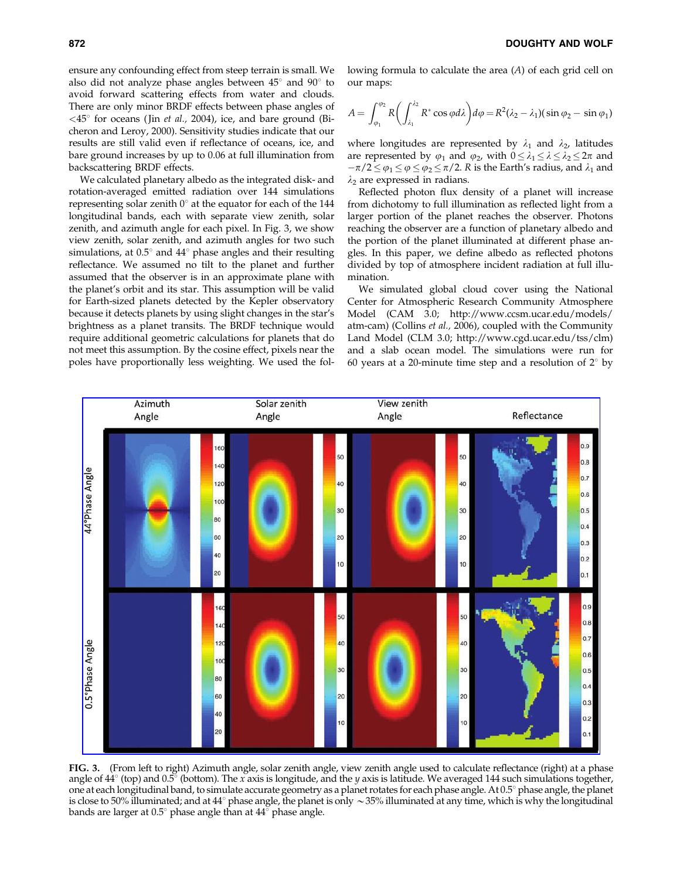ensure any confounding effect from steep terrain is small. We also did not analyze phase angles between 45° and 90° to avoid forward scattering effects from water and clouds. There are only minor BRDF effects between phase angles of <45° for oceans (Jin *et al.,* 2004), ice, and bare ground (Bicheron and Leroy, 2000). Sensitivity studies indicate that our results are still valid even if reflectance of oceans, ice, and bare ground increases by up to 0.06 at full illumination from backscattering BRDF effects.

We calculated planetary albedo as the integrated disk- and rotation-averaged emitted radiation over 144 simulations representing solar zenith 0° at the equator for each of the 144 longitudinal bands, each with separate view zenith, solar zenith, and azimuth angle for each pixel. In Fig. 3, we show view zenith, solar zenith, and azimuth angles for two such simulations, at 0.5° and 44° phase angles and their resulting reflectance. We assumed no tilt to the planet and further assumed that the observer is in an approximate plane with the planet's orbit and its star. This assumption will be valid for Earth-sized planets detected by the Kepler observatory because it detects planets by using slight changes in the star's brightness as a planet transits. The BRDF technique would require additional geometric calculations for planets that do not meet this assumption. By the cosine effect, pixels near the poles have proportionally less weighting. We used the following formula to calculate the area ($A$) of each grid cell on our maps:

$$A = \int_{\varphi_1}^{\varphi_2} R\left(\int_{\lambda_1}^{\lambda_2} R^* \cos\varphi d\lambda\right) d\varphi = R^2(\lambda_2 - \lambda_1)(\sin\varphi_2 - \sin\varphi_1)$$

where longitudes are represented by $\lambda_1$ and $\lambda_2$, latitudes are represented by $\varphi_1$ and $\varphi_2$, with $0 \leq \lambda_1 \leq \lambda \leq \lambda_2 \leq 2\pi$ and $-\pi/2 \leq \varphi_1 \leq \varphi \leq \varphi_2 \leq \pi/2$. $R$ is the Earth's radius, and $\lambda_1$ and $\lambda_2$ are expressed in radians.

Reflected photon flux density of a planet will increase from dichotomy to full illumination as reflected light from a larger portion of the planet reaches the observer. Photons reaching the observer are a function of planetary albedo and the portion of the planet illuminated at different phase angles. In this paper, we define albedo as reflected photons divided by top of atmosphere incident radiation at full illumination.

We simulated global cloud cover using the National Center for Atmospheric Research Community Atmosphere Model (CAM 3.0; http://www.ccsm.ucar.edu/models/atm-cam) (Collins *et al.,* 2006), coupled with the Community Land Model (CLM 3.0; http://www.cgd.ucar.edu/tss/clm) and a slab ocean model. The simulations were run for 60 years at a 20-minute time step and a resolution of 2° by

**FIG. 3.** (From left to right) Azimuth angle, solar zenith angle, view zenith angle used to calculate reflectance (right) at a phase angle of 44° (top) and 0.5° (bottom). The $x$ axis is longitude, and the $y$ axis is latitude. We averaged 144 such simulations together, one at each longitudinal band, to simulate accurate geometry as a planet rotates for each phase angle. At 0.5° phase angle, the planet is close to 50% illuminated; and at 44° phase angle, the planet is only ~35% illuminated at any time, which is why the longitudinal bands are larger at 0.5° phase angle than at 44° phase angle.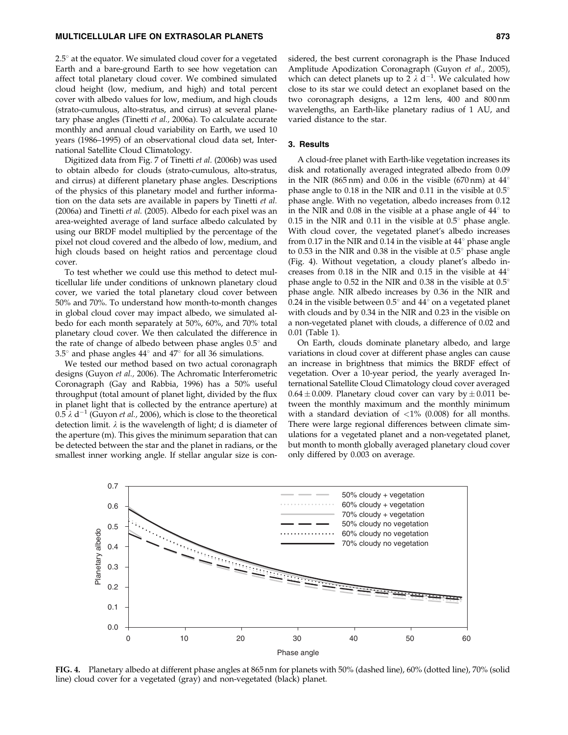2.5° at the equator. We simulated cloud cover for a vegetated Earth and a bare-ground Earth to see how vegetation can affect total planetary cloud cover. We combined simulated cloud height (low, medium, and high) and total percent cover with albedo values for low, medium, and high clouds (strato-cumulous, alto-stratus, and cirrus) at several planetary phase angles (Tinetti *et al.,* 2006a). To calculate accurate monthly and annual cloud variability on Earth, we used 10 years (1986–1995) of an observational cloud data set, International Satellite Cloud Climatology.

Digitized data from Fig. 7 of Tinetti *et al.* (2006b) was used to obtain albedo for clouds (strato-cumulous, alto-stratus, and cirrus) at different planetary phase angles. Descriptions of the physics of this planetary model and further information on the data sets are available in papers by Tinetti *et al.* (2006a) and Tinetti *et al.* (2005). Albedo for each pixel was an area-weighted average of land surface albedo calculated by using our BRDF model multiplied by the percentage of the pixel not cloud covered and the albedo of low, medium, and high clouds based on height ratios and percentage cloud cover.

To test whether we could use this method to detect multicellular life under conditions of unknown planetary cloud cover, we varied the total planetary cloud cover between 50% and 70%. To understand how month-to-month changes in global cloud cover may impact albedo, we simulated albedo for each month separately at 50%, 60%, and 70% total planetary cloud cover. We then calculated the difference in the rate of change of albedo between phase angles 0.5° and 3.5° and phase angles 44° and 47° for all 36 simulations.

We tested our method based on two actual coronagraph designs (Guyon *et al.,* 2006). The Achromatic Interferometric Coronagraph (Gay and Rabbia, 1996) has a 50% useful throughput (total amount of planet light, divided by the flux in planet light that is collected by the entrance aperture) at $0.5\ \lambda\ d^{-1}$ (Guyon *et al.,* 2006), which is close to the theoretical detection limit. $\lambda$ is the wavelength of light; d is diameter of the aperture (m). This gives the minimum separation that can be detected between the star and the planet in radians, or the smallest inner working angle. If stellar angular size is considered, the best current coronagraph is the Phase Induced Amplitude Apodization Coronagraph (Guyon *et al.,* 2005), which can detect planets up to $2\ \lambda\ d^{-1}$. We calculated how close to its star we could detect an exoplanet based on the two coronagraph designs, a 12 m lens, 400 and 800 nm wavelengths, an Earth-like planetary radius of 1 AU, and varied distance to the star.

## 3. Results

A cloud-free planet with Earth-like vegetation increases its disk and rotationally averaged integrated albedo from 0.09 in the NIR (865 nm) and 0.06 in the visible (670 nm) at 44° phase angle to 0.18 in the NIR and 0.11 in the visible at 0.5° phase angle. With no vegetation, albedo increases from 0.12 in the NIR and 0.08 in the visible at a phase angle of 44° to 0.15 in the NIR and 0.11 in the visible at 0.5° phase angle. With cloud cover, the vegetated planet's albedo increases from 0.17 in the NIR and 0.14 in the visible at 44° phase angle to 0.53 in the NIR and 0.38 in the visible at 0.5° phase angle (Fig. 4). Without vegetation, a cloudy planet's albedo increases from 0.18 in the NIR and 0.15 in the visible at 44° phase angle to 0.52 in the NIR and 0.38 in the visible at 0.5° phase angle. NIR albedo increases by 0.36 in the NIR and 0.24 in the visible between 0.5° and 44° on a vegetated planet with clouds and by 0.34 in the NIR and 0.23 in the visible on a non-vegetated planet with clouds, a difference of 0.02 and 0.01 (Table 1).

On Earth, clouds dominate planetary albedo, and large variations in cloud cover at different phase angles can cause an increase in brightness that mimics the BRDF effect of vegetation. Over a 10-year period, the yearly averaged International Satellite Cloud Climatology cloud cover averaged $0.64 \pm 0.009$. Planetary cloud cover can vary by $\pm 0.011$ between the monthly maximum and the monthly minimum with a standard deviation of <1% (0.008) for all months. There were large regional differences between climate simulations for a vegetated planet and a non-vegetated planet, but month to month globally averaged planetary cloud cover only differed by 0.003 on average.

**FIG. 4.** Planetary albedo at different phase angles at 865 nm for planets with 50% (dashed line), 60% (dotted line), 70% (solid line) cloud cover for a vegetated (gray) and non-vegetated (black) planet.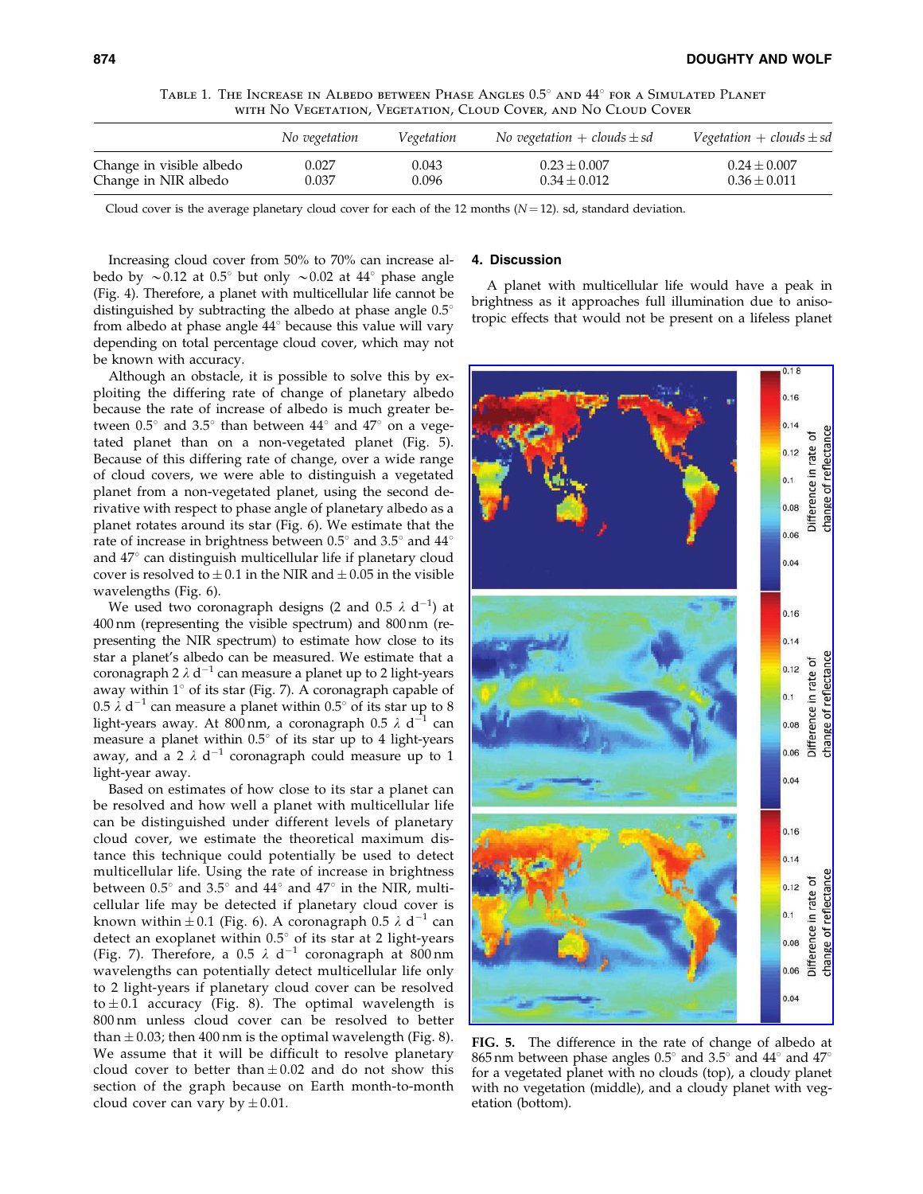TABLE 1. THE INCREASE IN ALBEDO BETWEEN PHASE ANGLES 0.5° AND 44° FOR A SIMULATED PLANET WITH NO VEGETATION, VEGETATION, CLOUD COVER, AND NO CLOUD COVER

| | *No vegetation* | *Vegetation* | *No vegetation + clouds ± sd* | *Vegetation + clouds ± sd* |
|---|---|---|---|---|
| Change in visible albedo | 0.027 | 0.043 | 0.23 ± 0.007 | 0.24 ± 0.007 |
| Change in NIR albedo | 0.037 | 0.096 | 0.34 ± 0.012 | 0.36 ± 0.011 |

Cloud cover is the average planetary cloud cover for each of the 12 months ($N = 12$). sd, standard deviation.

Increasing cloud cover from 50% to 70% can increase albedo by ~0.12 at 0.5° but only ~0.02 at 44° phase angle (Fig. 4). Therefore, a planet with multicellular life cannot be distinguished by subtracting the albedo at phase angle 0.5° from albedo at phase angle 44° because this value will vary depending on total percentage cloud cover, which may not be known with accuracy.

Although an obstacle, it is possible to solve this by exploiting the differing rate of change of planetary albedo because the rate of increase of albedo is much greater between 0.5° and 3.5° than between 44° and 47° on a vegetated planet than on a non-vegetated planet (Fig. 5). Because of this differing rate of change, over a wide range of cloud covers, we were able to distinguish a vegetated planet from a non-vegetated planet, using the second derivative with respect to phase angle of planetary albedo as a planet rotates around its star (Fig. 6). We estimate that the rate of increase in brightness between 0.5° and 3.5° and 44° and 47° can distinguish multicellular life if planetary cloud cover is resolved to ± 0.1 in the NIR and ± 0.05 in the visible wavelengths (Fig. 6).

We used two coronagraph designs (2 and 0.5 $\lambda$ d$^{-1}$) at 400 nm (representing the visible spectrum) and 800 nm (representing the NIR spectrum) to estimate how close to its star a planet's albedo can be measured. We estimate that a coronagraph 2 $\lambda$ d$^{-1}$ can measure a planet up to 2 light-years away within 1° of its star (Fig. 7). A coronagraph capable of 0.5 $\lambda$ d$^{-1}$ can measure a planet within 0.5° of its star up to 8 light-years away. At 800 nm, a coronagraph 0.5 $\lambda$ d$^{-1}$ can measure a planet within 0.5° of its star up to 4 light-years away, and a 2 $\lambda$ d$^{-1}$ coronagraph could measure up to 1 light-year away.

Based on estimates of how close to its star a planet can be resolved and how well a planet with multicellular life can be distinguished under different levels of planetary cloud cover, we estimate the theoretical maximum distance this technique could potentially be used to detect multicellular life. Using the rate of increase in brightness between 0.5° and 3.5° and 44° and 47° in the NIR, multicellular life may be detected if planetary cloud cover is known within ± 0.1 (Fig. 6). A coronagraph 0.5 $\lambda$ d$^{-1}$ can detect an exoplanet within 0.5° of its star at 2 light-years (Fig. 7). Therefore, a 0.5 $\lambda$ d$^{-1}$ coronagraph at 800 nm wavelengths can potentially detect multicellular life only to 2 light-years if planetary cloud cover can be resolved to ± 0.1 accuracy (Fig. 8). The optimal wavelength is 800 nm unless cloud cover can be resolved to better than ± 0.03; then 400 nm is the optimal wavelength (Fig. 8). We assume that it will be difficult to resolve planetary cloud cover to better than ± 0.02 and do not show this section of the graph because on Earth month-to-month cloud cover can vary by ± 0.01.

## 4. Discussion

A planet with multicellular life would have a peak in brightness as it approaches full illumination due to anisotropic effects that would not be present on a lifeless planet

**FIG. 5.** The difference in the rate of change of albedo at 865 nm between phase angles 0.5° and 3.5° and 44° and 47° for a vegetated planet with no clouds (top), a cloudy planet with no vegetation (middle), and a cloudy planet with vegetation (bottom).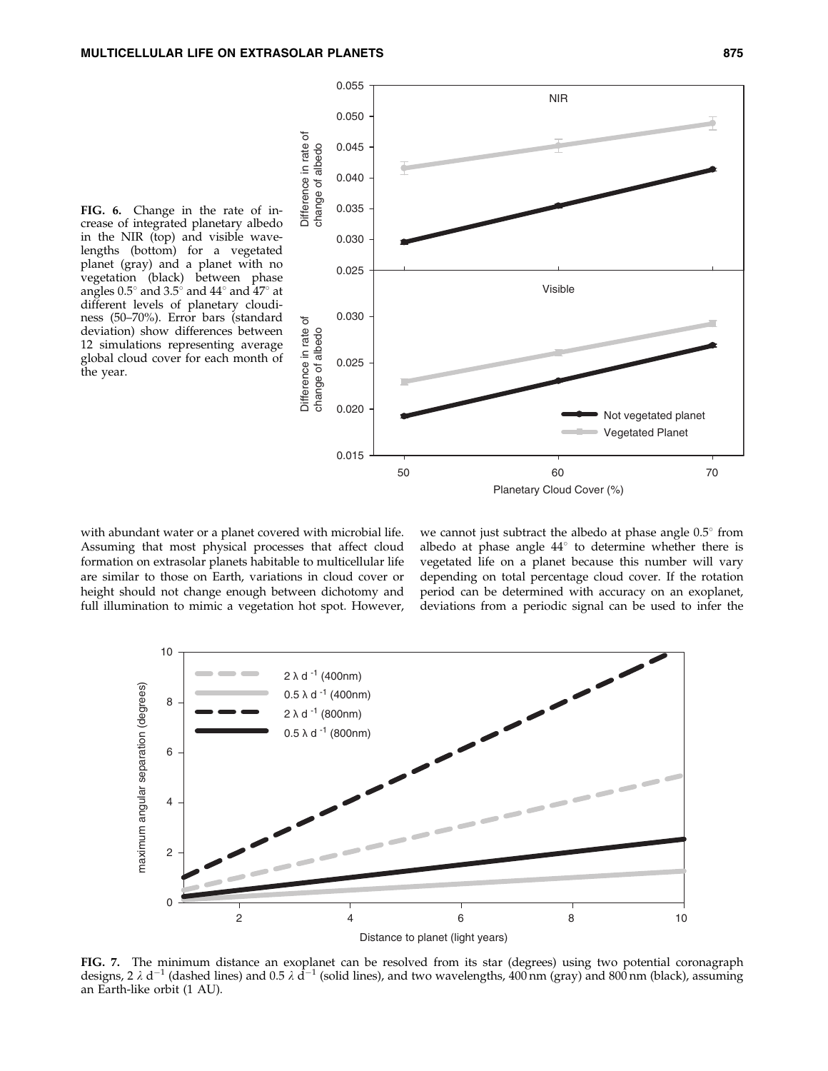**FIG. 6.** Change in the rate of increase of integrated planetary albedo in the NIR (top) and visible wavelengths (bottom) for a vegetated planet (gray) and a planet with no vegetation (black) between phase angles 0.5° and 3.5° and 44° and 47° at different levels of planetary cloudiness (50–70%). Error bars (standard deviation) show differences between 12 simulations representing average global cloud cover for each month of the year.

with abundant water or a planet covered with microbial life. Assuming that most physical processes that affect cloud formation on extrasolar planets habitable to multicellular life are similar to those on Earth, variations in cloud cover or height should not change enough between dichotomy and full illumination to mimic a vegetation hot spot. However, we cannot just subtract the albedo at phase angle 0.5° from albedo at phase angle 44° to determine whether there is vegetated life on a planet because this number will vary depending on total percentage cloud cover. If the rotation period can be determined with accuracy on an exoplanet, deviations from a periodic signal can be used to infer the

**FIG. 7.** The minimum distance an exoplanet can be resolved from its star (degrees) using two potential coronagraph designs, $2\,\lambda\,d^{-1}$ (dashed lines) and $0.5\,\lambda\,d^{-1}$ (solid lines), and two wavelengths, 400 nm (gray) and 800 nm (black), assuming an Earth-like orbit (1 AU).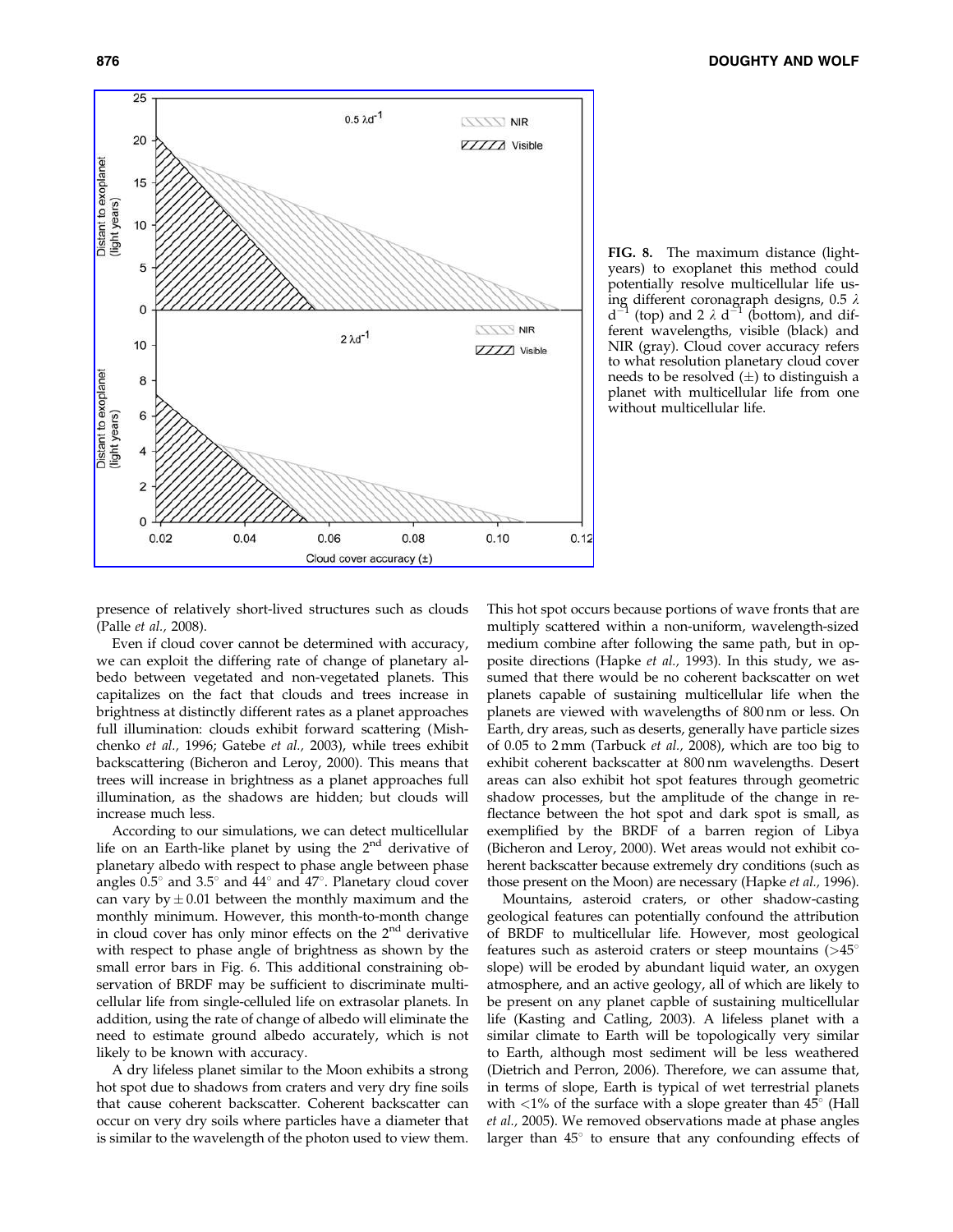FIG. 8. The maximum distance (light-years) to exoplanet this method could potentially resolve multicellular life using different coronagraph designs, 0.5 $\lambda$ $d^{-1}$ (top) and 2 $\lambda$ $d^{-1}$ (bottom), and different wavelengths, visible (black) and NIR (gray). Cloud cover accuracy refers to what resolution planetary cloud cover needs to be resolved (±) to distinguish a planet with multicellular life from one without multicellular life.

presence of relatively short-lived structures such as clouds (Palle *et al.*, 2008).

Even if cloud cover cannot be determined with accuracy, we can exploit the differing rate of change of planetary albedo between vegetated and non-vegetated planets. This capitalizes on the fact that clouds and trees increase in brightness at distinctly different rates as a planet approaches full illumination: clouds exhibit forward scattering (Mishchenko *et al.*, 1996; Gatebe *et al.*, 2003), while trees exhibit backscattering (Bicheron and Leroy, 2000). This means that trees will increase in brightness as a planet approaches full illumination, as the shadows are hidden; but clouds will increase much less.

According to our simulations, we can detect multicellular life on an Earth-like planet by using the 2[nd] derivative of planetary albedo with respect to phase angle between phase angles 0.5° and 3.5° and 44° and 47°. Planetary cloud cover can vary by ± 0.01 between the monthly maximum and the monthly minimum. However, this month-to-month change in cloud cover has only minor effects on the 2[nd] derivative with respect to phase angle of brightness as shown by the small error bars in Fig. 6. This additional constraining observation of BRDF may be sufficient to discriminate multicellular life from single-celluled life on extrasolar planets. In addition, using the rate of change of albedo will eliminate the need to estimate ground albedo accurately, which is not likely to be known with accuracy.

A dry lifeless planet similar to the Moon exhibits a strong hot spot due to shadows from craters and very dry fine soils that cause coherent backscatter. Coherent backscatter can occur on very dry soils where particles have a diameter that is similar to the wavelength of the photon used to view them. This hot spot occurs because portions of wave fronts that are multiply scattered within a non-uniform, wavelength-sized medium combine after following the same path, but in opposite directions (Hapke *et al.*, 1993). In this study, we assumed that there would be no coherent backscatter on wet planets capable of sustaining multicellular life when the planets are viewed with wavelengths of 800 nm or less. On Earth, dry areas, such as deserts, generally have particle sizes of 0.05 to 2 mm (Tarbuck *et al.*, 2008), which are too big to exhibit coherent backscatter at 800 nm wavelengths. Desert areas can also exhibit hot spot features through geometric shadow processes, but the amplitude of the change in reflectance between the hot spot and dark spot is small, as exemplified by the BRDF of a barren region of Libya (Bicheron and Leroy, 2000). Wet areas would not exhibit coherent backscatter because extremely dry conditions (such as those present on the Moon) are necessary (Hapke *et al.*, 1996).

Mountains, asteroid craters, or other shadow-casting geological features can potentially confound the attribution of BRDF to multicellular life. However, most geological features such as asteroid craters or steep mountains (>45° slope) will be eroded by abundant liquid water, an oxygen atmosphere, and an active geology, all of which are likely to be present on any planet capble of sustaining multicellular life (Kasting and Catling, 2003). A lifeless planet with a similar climate to Earth will be topologically very similar to Earth, although most sediment will be less weathered (Dietrich and Perron, 2006). Therefore, we can assume that, in terms of slope, Earth is typical of wet terrestrial planets with <1% of the surface with a slope greater than 45° (Hall *et al.*, 2005). We removed observations made at phase angles larger than 45° to ensure that any confounding effects of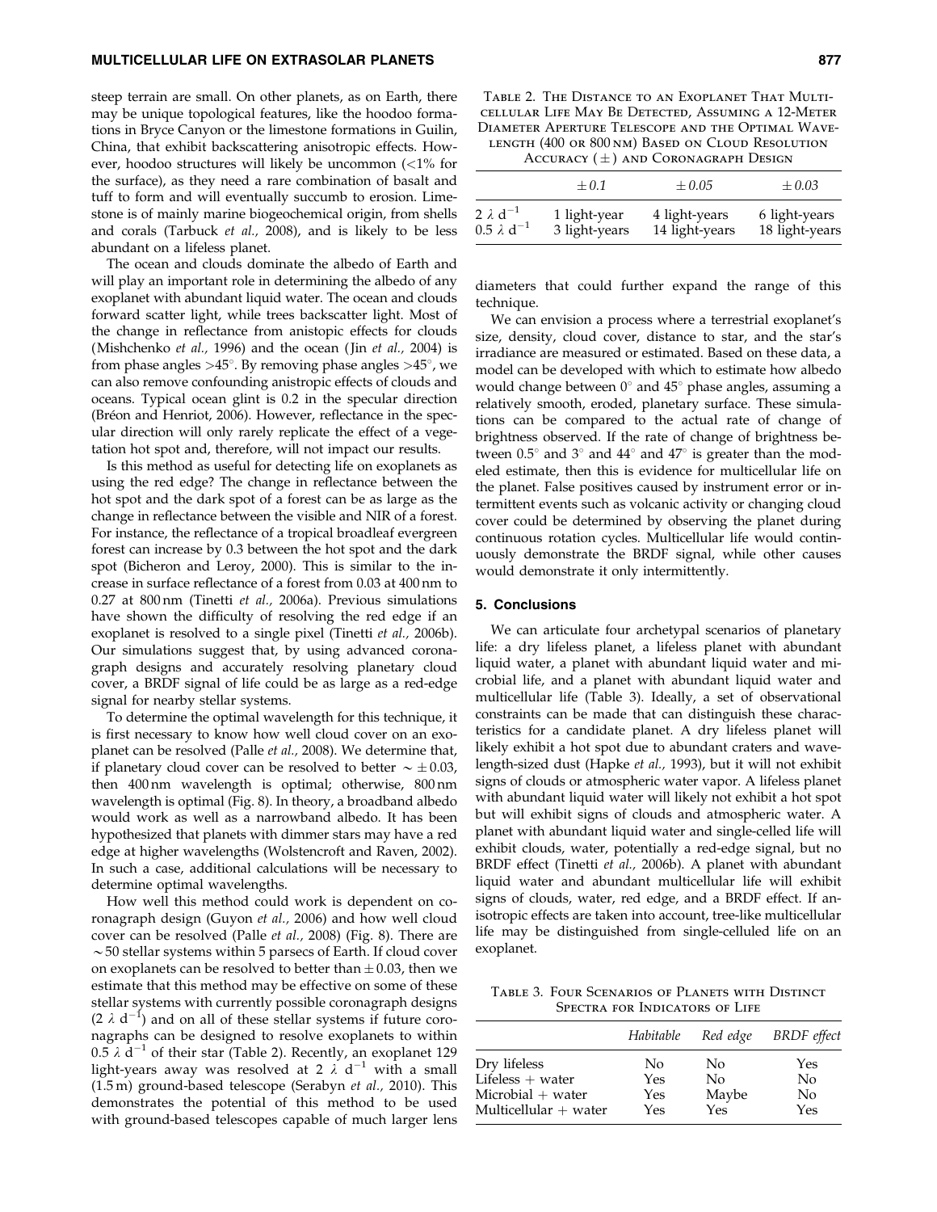steep terrain are small. On other planets, as on Earth, there may be unique topological features, like the hoodoo formations in Bryce Canyon or the limestone formations in Guilin, China, that exhibit backscattering anisotropic effects. However, hoodoo structures will likely be uncommon (<1% for the surface), as they need a rare combination of basalt and tuff to form and will eventually succumb to erosion. Limestone is of mainly marine biogeochemical origin, from shells and corals (Tarbuck *et al.,* 2008), and is likely to be less abundant on a lifeless planet.

The ocean and clouds dominate the albedo of Earth and will play an important role in determining the albedo of any exoplanet with abundant liquid water. The ocean and clouds forward scatter light, while trees backscatter light. Most of the change in reflectance from anistopic effects for clouds (Mishchenko *et al.,* 1996) and the ocean (Jin *et al.,* 2004) is from phase angles >45°. By removing phase angles >45°, we can also remove confounding anistropic effects of clouds and oceans. Typical ocean glint is 0.2 in the specular direction (Bréon and Henriot, 2006). However, reflectance in the specular direction will only rarely replicate the effect of a vegetation hot spot and, therefore, will not impact our results.

Is this method as useful for detecting life on exoplanets as using the red edge? The change in reflectance between the hot spot and the dark spot of a forest can be as large as the change in reflectance between the visible and NIR of a forest. For instance, the reflectance of a tropical broadleaf evergreen forest can increase by 0.3 between the hot spot and the dark spot (Bicheron and Leroy, 2000). This is similar to the increase in surface reflectance of a forest from 0.03 at 400 nm to 0.27 at 800 nm (Tinetti *et al.,* 2006a). Previous simulations have shown the difficulty of resolving the red edge if an exoplanet is resolved to a single pixel (Tinetti *et al.,* 2006b). Our simulations suggest that, by using advanced coronagraph designs and accurately resolving planetary cloud cover, a BRDF signal of life could be as large as a red-edge signal for nearby stellar systems.

To determine the optimal wavelength for this technique, it is first necessary to know how well cloud cover on an exoplanet can be resolved (Palle *et al.,* 2008). We determine that, if planetary cloud cover can be resolved to better $\sim \pm 0.03$, then 400 nm wavelength is optimal; otherwise, 800 nm wavelength is optimal (Fig. 8). In theory, a broadband albedo would work as well as a narrowband albedo. It has been hypothesized that planets with dimmer stars may have a red edge at higher wavelengths (Wolstencroft and Raven, 2002). In such a case, additional calculations will be necessary to determine optimal wavelengths.

How well this method could work is dependent on coronagraph design (Guyon *et al.,* 2006) and how well cloud cover can be resolved (Palle *et al.,* 2008) (Fig. 8). There are ~50 stellar systems within 5 parsecs of Earth. If cloud cover on exoplanets can be resolved to better than $\pm 0.03$, then we estimate that this method may be effective on some of these stellar systems with currently possible coronagraph designs ($2\ \lambda\ d^{-1}$) and on all of these stellar systems if future coronagraphs can be designed to resolve exoplanets to within $0.5\ \lambda\ d^{-1}$ of their star (Table 2). Recently, an exoplanet 129 light-years away was resolved at $2\ \lambda\ d^{-1}$ with a small (1.5 m) ground-based telescope (Serabyn *et al.,* 2010). This demonstrates the potential of this method to be used with ground-based telescopes capable of much larger lens diameters that could further expand the range of this technique.

Table 2. The Distance to an Exoplanet That Multicellular Life May Be Detected, Assuming a 12-Meter Diameter Aperture Telescope and the Optimal Wavelength (400 or 800 nm) Based on Cloud Resolution Accuracy (±) and Coronagraph Design

| | ± 0.1 | ± 0.05 | ± 0.03 |
|---|---|---|---|
| $2\ \lambda\ d^{-1}$ | 1 light-year | 4 light-years | 6 light-years |
| $0.5\ \lambda\ d^{-1}$ | 3 light-years | 14 light-years | 18 light-years |

We can envision a process where a terrestrial exoplanet's size, density, cloud cover, distance to star, and the star's irradiance are measured or estimated. Based on these data, a model can be developed with which to estimate how albedo would change between 0° and 45° phase angles, assuming a relatively smooth, eroded, planetary surface. These simulations can be compared to the actual rate of change of brightness observed. If the rate of change of brightness between 0.5° and 3° and 44° and 47° is greater than the modeled estimate, then this is evidence for multicellular life on the planet. False positives caused by instrument error or intermittent events such as volcanic activity or changing cloud cover could be determined by observing the planet during continuous rotation cycles. Multicellular life would continuously demonstrate the BRDF signal, while other causes would demonstrate it only intermittently.

## 5. Conclusions

We can articulate four archetypal scenarios of planetary life: a dry lifeless planet, a lifeless planet with abundant liquid water, a planet with abundant liquid water and microbial life, and a planet with abundant liquid water and multicellular life (Table 3). Ideally, a set of observational constraints can be made that can distinguish these characteristics for a candidate planet. A dry lifeless planet will likely exhibit a hot spot due to abundant craters and wavelength-sized dust (Hapke *et al.,* 1993), but it will not exhibit signs of clouds or atmospheric water vapor. A lifeless planet with abundant liquid water will likely not exhibit a hot spot but will exhibit signs of clouds and atmospheric water. A planet with abundant liquid water and single-celled life will exhibit clouds, water, potentially a red-edge signal, but no BRDF effect (Tinetti *et al.,* 2006b). A planet with abundant liquid water and abundant multicellular life will exhibit signs of clouds, water, red edge, and a BRDF effect. If anisotropic effects are taken into account, tree-like multicellular life may be distinguished from single-celluled life on an exoplanet.

Table 3. Four Scenarios of Planets with Distinct Spectra for Indicators of Life

| | *Habitable* | *Red edge* | *BRDF effect* |
|---|---|---|---|
| Dry lifeless | No | No | Yes |
| Lifeless + water | Yes | No | No |
| Microbial + water | Yes | Maybe | No |
| Multicellular + water | Yes | Yes | Yes |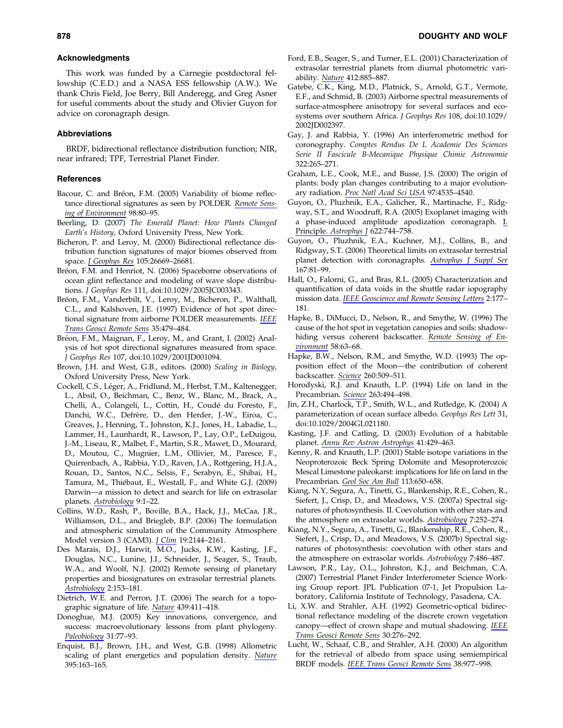### Acknowledgments

This work was funded by a Carnegie postdoctoral fellowship (C.E.D.) and a NASA ESS fellowship (A.W.). We thank Chris Field, Joe Berry, Bill Anderegg, and Greg Asner for useful comments about the study and Olivier Guyon for advice on coronagraph design.

### Abbreviations

BRDF, bidirectional reflectance distribution function; NIR, near infrared; TPF, Terrestrial Planet Finder.

### References

Bacour, C. and Bréon, F.M. (2005) Variability of biome reflectance directional signatures as seen by POLDER. *Remote Sensing of Environment* 98:80–95.

Beerling, D. (2007) *The Emerald Planet: How Plants Changed Earth's History,* Oxford University Press, New York.

Bicheron, P. and Leroy, M. (2000) Bidirectional reflectance distribution function signatures of major biomes observed from space. *J Geophys Res* 105:26669–26681.

Bréon, F.M. and Henriot, N. (2006) Spaceborne observations of ocean glint reflectance and modeling of wave slope distributions. *J Geophys Res* 111, doi:10.1029/2005JC003343.

Bréon, F.M., Vanderbilt, V., Leroy, M., Bicheron, P., Walthall, C.L., and Kalshoven, J.E. (1997) Evidence of hot spot directional signature from airborne POLDER measurements. *IEEE Trans Geosci Remote Sens* 35:479–484.

Bréon, F.M., Maignan, F., Leroy, M., and Grant, I. (2002) Analysis of hot spot directional signatures measured from space. *J Geophys Res* 107, doi:10.1029/2001JD001094.

Brown, J.H. and West, G.B., editors. (2000) *Scaling in Biology,* Oxford University Press, New York.

Cockell, C.S., Léger, A., Fridlund, M., Herbst, T.M., Kaltenegger, L., Absil, O., Beichman, C., Benz, W., Blanc, M., Brack, A., Chelli, A., Colangeli, L., Cottin, H., Coudé du Foresto, F., Danchi, W.C., Defrère, D., den Herder, J.-W., Eiroa, C., Greaves, J., Henning, T., Johnston, K.J., Jones, H., Labadie, L., Lammer, H., Launhardt, R., Lawson, P., Lay, O.P., LeDuigou, J.-M., Liseau, R., Malbet, F., Martin, S.R., Mawet, D., Mourard, D., Moutou, C., Mugnier, L.M., Ollivier, M., Paresce, F., Quirrenbach, A., Rabbia, Y.D., Raven, J.A., Rottgering, H.J.A., Rouan, D., Santos, N.C., Selsis, F., Serabyn, E., Shibai, H., Tamura, M., Thiébaut, E., Westall, F., and White G.J. (2009) Darwin—a mission to detect and search for life on extrasolar planets. *Astrobiology* 9:1–22.

Collins, W.D., Rash, P., Boville, B.A., Hack, J.J., McCaa, J.R., Williamson, D.L., and Briegleb, B.P. (2006) The formulation and atmospheric simulation of the Community Atmosphere Model version 3 (CAM3). *J Clim* 19:2144–2161.

Des Marais, D.J., Harwit, M.O., Jucks, K.W., Kasting, J.F., Douglas, N.C., Lunine, J.I., Schneider, J., Seager, S., Traub, W.A., and Woolf, N.J. (2002) Remote sensing of planetary properties and biosignatures on extrasolar terrestrial planets. *Astrobiology* 2:153–181.

Dietrich, W.E. and Perron, J.T. (2006) The search for a topographic signature of life. *Nature* 439:411–418.

Donoghue, M.J. (2005) Key innovations, convergence, and success: macroevolutionary lessons from plant phylogeny. *Paleobiology* 31:77–93.

Enquist, B.J., Brown, J.H., and West, G.B. (1998) Allometric scaling of plant energetics and population density. *Nature* 395:163–165.

Ford, E.B., Seager, S., and Turner, E.L. (2001) Characterization of extrasolar terrestrial planets from diurnal photometric variability. *Nature* 412:885–887.

Gatebe, C.K., King, M.D., Platnick, S., Arnold, G.T., Vermote, E.F., and Schmid, B. (2003) Airborne spectral measurements of surface-atmosphere anisotropy for several surfaces and ecosystems over southern Africa. *J Geophys Res* 108, doi:10.1029/2002JD002397.

Gay, J. and Rabbia, Y. (1996) An interferometric method for coronography. *Comptes Rendus De L Academie Des Sciences Serie II Fascicule B-Mecanique Physique Chimie Astronomie* 322:265–271.

Graham, L.E., Cook, M.E., and Busse, J.S. (2000) The origin of plants: body plan changes contributing to a major evolutionary radiation. *Proc Natl Acad Sci USA* 97:4535–4540.

Guyon, O., Pluzhnik, E.A., Galicher, R., Martinache, F., Ridgway, S.T., and Woodruff, R.A. (2005) Exoplanet imaging with a phase-induced amplitude apodization coronagraph. I. Principle. *Astrophys J* 622:744–758.

Guyon, O., Pluzhnik, E.A., Kuchner, M.J., Collins, B., and Ridgway, S.T. (2006) Theoretical limits on extrasolar terrestrial planet detection with coronagraphs. *Astrophys J Suppl Ser* 167:81–99.

Hall, O., Falorni, G., and Bras, R.L. (2005) Characterization and quantification of data voids in the shuttle radar iopography mission data. *IEEE Geoscience and Remote Sensing Letters* 2:177–181.

Hapke, B., DiMucci, D., Nelson, R., and Smythe, W. (1996) The cause of the hot spot in vegetation canopies and soils: shadow-hiding versus coherent backscatter. *Remote Sensing of Environment* 58:63–68.

Hapke, B.W., Nelson, R.M., and Smythe, W.D. (1993) The opposition effect of the Moon—the contribution of coherent backscatter. *Science* 260:509–511.

Horodyski, R.J. and Knauth, L.P. (1994) Life on land in the Precambrian. *Science* 263:494–498.

Jin, Z.H., Charlock, T.P., Smith, W.L., and Rutledge, K. (2004) A parameterization of ocean surface albedo. *Geophys Res Lett* 31, doi:10.1029/2004GL021180.

Kasting, J.F. and Catling, D. (2003) Evolution of a habitable planet. *Annu Rev Astron Astrophys* 41:429–463.

Kenny, R. and Knauth, L.P. (2001) Stable isotope variations in the Neoproterozoic Beck Spring Dolomite and Mesoproterozoic Mescal Limestone paleokarst: implications for life on land in the Precambrian. *Geol Soc Am Bull* 113:650–658.

Kiang, N.Y, Segura, A., Tinetti, G., Blankenship, R.E., Cohen, R., Siefert, J., Crisp, D., and Meadows, V.S. (2007a) Spectral signatures of photosynthesis. II. Coevolution with other stars and the atmosphere on extrasolar worlds. *Astrobiology* 7:252–274.

Kiang, N.Y., Segura, A., Tinetti, G., Blankenship, R.E., Cohen, R., Siefert, J., Crisp, D., and Meadows, V.S. (2007b) Spectral signatures of photosynthesis: coevolution with other stars and the atmosphere on extrasolar worlds. *Astrobiology* 7:486–487.

Lawson, P.R., Lay, O.L., Johnston, K.J., and Beichman, C.A. (2007) Terrestrial Planet Finder Interferometer Science Working Group report. JPL Publication 07-1, Jet Propulsion Laboratory, California Institute of Technology, Pasadena, CA.

Li, X.W. and Strahler, A.H. (1992) Geometric-optical bidirectional reflectance modeling of the discrete crown vegetation canopy—effect of crown shape and mutual shadowing. *IEEE Trans Geosci Remote Sens* 30:276–292.

Lucht, W., Schaaf, C.B., and Strahler, A.H. (2000) An algorithm for the retrieval of albedo from space using semiempirical BRDF models. *IEEE Trans Geosci Remote Sens* 38:977–998.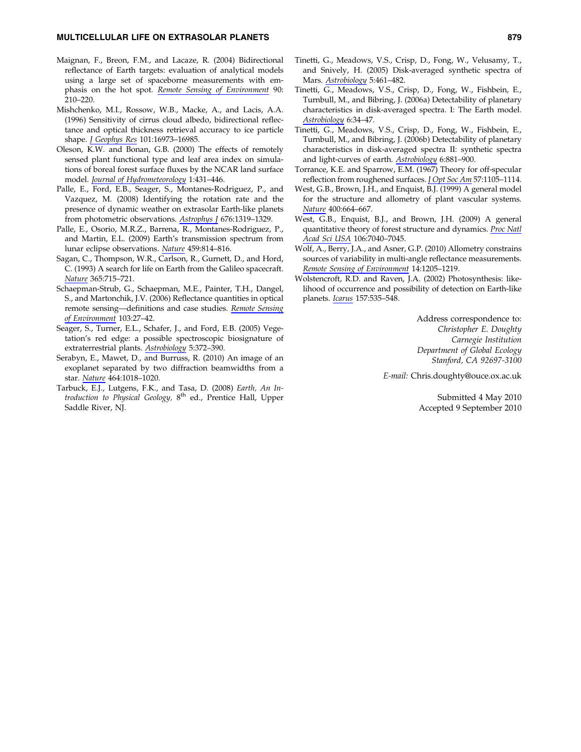Maignan, F., Breon, F.M., and Lacaze, R. (2004) Bidirectional reflectance of Earth targets: evaluation of analytical models using a large set of spaceborne measurements with emphasis on the hot spot. *Remote Sensing of Environment* 90: 210–220.

Mishchenko, M.I., Rossow, W.B., Macke, A., and Lacis, A.A. (1996) Sensitivity of cirrus cloud albedo, bidirectional reflectance and optical thickness retrieval accuracy to ice particle shape. *J Geophys Res* 101:16973–16985.

Oleson, K.W. and Bonan, G.B. (2000) The effects of remotely sensed plant functional type and leaf area index on simulations of boreal forest surface fluxes by the NCAR land surface model. *Journal of Hydrometeorology* 1:431–446.

Palle, E., Ford, E.B., Seager, S., Montanes-Rodriguez, P., and Vazquez, M. (2008) Identifying the rotation rate and the presence of dynamic weather on extrasolar Earth-like planets from photometric observations. *Astrophys J* 676:1319–1329.

Palle, E., Osorio, M.R.Z., Barrena, R., Montanes-Rodriguez, P., and Martin, E.L. (2009) Earth's transmission spectrum from lunar eclipse observations. *Nature* 459:814–816.

Sagan, C., Thompson, W.R., Carlson, R., Gurnett, D., and Hord, C. (1993) A search for life on Earth from the Galileo spacecraft. *Nature* 365:715–721.

Schaepman-Strub, G., Schaepman, M.E., Painter, T.H., Dangel, S., and Martonchik, J.V. (2006) Reflectance quantities in optical remote sensing—definitions and case studies. *Remote Sensing of Environment* 103:27–42.

Seager, S., Turner, E.L., Schafer, J., and Ford, E.B. (2005) Vegetation's red edge: a possible spectroscopic biosignature of extraterrestrial plants. *Astrobiology* 5:372–390.

Serabyn, E., Mawet, D., and Burruss, R. (2010) An image of an exoplanet separated by two diffraction beamwidths from a star. *Nature* 464:1018–1020.

Tarbuck, E.J., Lutgens, F.K., and Tasa, D. (2008) *Earth, An Introduction to Physical Geology*, 8th ed., Prentice Hall, Upper Saddle River, NJ.

Tinetti, G., Meadows, V.S., Crisp, D., Fong, W., Velusamy, T., and Snively, H. (2005) Disk-averaged synthetic spectra of Mars. *Astrobiology* 5:461–482.

Tinetti, G., Meadows, V.S., Crisp, D., Fong, W., Fishbein, E., Turnbull, M., and Bibring, J. (2006a) Detectability of planetary characteristics in disk-averaged spectra. I: The Earth model. *Astrobiology* 6:34–47.

Tinetti, G., Meadows, V.S., Crisp, D., Fong, W., Fishbein, E., Turnbull, M., and Bibring, J. (2006b) Detectability of planetary characteristics in disk-averaged spectra II: synthetic spectra and light-curves of earth. *Astrobiology* 6:881–900.

Torrance, K.E. and Sparrow, E.M. (1967) Theory for off-specular reflection from roughened surfaces. *J Opt Soc Am* 57:1105–1114.

West, G.B., Brown, J.H., and Enquist, B.J. (1999) A general model for the structure and allometry of plant vascular systems. *Nature* 400:664–667.

West, G.B., Enquist, B.J., and Brown, J.H. (2009) A general quantitative theory of forest structure and dynamics. *Proc Natl Acad Sci USA* 106:7040–7045.

Wolf, A., Berry, J.A., and Asner, G.P. (2010) Allometry constrains sources of variability in multi-angle reflectance measurements. *Remote Sensing of Environment* 14:1205–1219.

Wolstencroft, R.D. and Raven, J.A. (2002) Photosynthesis: likelihood of occurrence and possibility of detection on Earth-like planets. *Icarus* 157:535–548.

Address correspondence to:
*Christopher E. Doughty*
*Carnegie Institution*
*Department of Global Ecology*
*Stanford, CA 92697-3100*

*E-mail:* Chris.doughty@ouce.ox.ac.uk

Submitted 4 May 2010
Accepted 9 September 2010